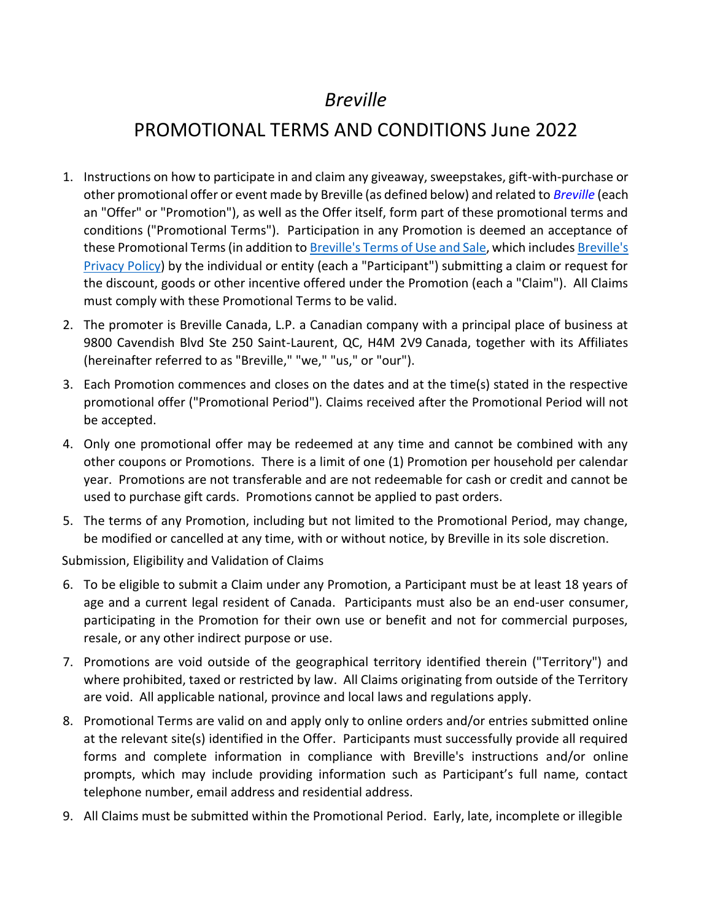# *Breville*

## PROMOTIONAL TERMS AND CONDITIONS June 2022

1. Instructions on how to participate in and claim any giveaway, sweepstakes, gift-with-purchase or other promotional offer or event made by Breville (as defined below) and related to *Breville* (each an "Offer" or "Promotion"), as well as the Offer itself, form part of these promotional terms and conditions ("Promotional Terms"). Participation in any Promotion is deemed an acceptance of these Promotional Terms (in addition to Breville's Terms of Use and Sale, which includes Breville's Privacy Policy) by the individual or entity (each a "Participant") submitting a claim or request for the discount, goods or other incentive offered under the Promotion (each a "Claim"). All Claims must comply with these Promotional Terms to be valid.
2. The promoter is Breville Canada, L.P. a Canadian company with a principal place of business at 9800 Cavendish Blvd Ste 250 Saint-Laurent, QC, H4M 2V9 Canada, together with its Affiliates (hereinafter referred to as "Breville," "we," "us," or "our").
3. Each Promotion commences and closes on the dates and at the time(s) stated in the respective promotional offer ("Promotional Period"). Claims received after the Promotional Period will not be accepted.
4. Only one promotional offer may be redeemed at any time and cannot be combined with any other coupons or Promotions. There is a limit of one (1) Promotion per household per calendar year. Promotions are not transferable and are not redeemable for cash or credit and cannot be used to purchase gift cards. Promotions cannot be applied to past orders.
5. The terms of any Promotion, including but not limited to the Promotional Period, may change, be modified or cancelled at any time, with or without notice, by Breville in its sole discretion.

Submission, Eligibility and Validation of Claims

6. To be eligible to submit a Claim under any Promotion, a Participant must be at least 18 years of age and a current legal resident of Canada. Participants must also be an end-user consumer, participating in the Promotion for their own use or benefit and not for commercial purposes, resale, or any other indirect purpose or use.
7. Promotions are void outside of the geographical territory identified therein ("Territory") and where prohibited, taxed or restricted by law. All Claims originating from outside of the Territory are void. All applicable national, province and local laws and regulations apply.
8. Promotional Terms are valid on and apply only to online orders and/or entries submitted online at the relevant site(s) identified in the Offer. Participants must successfully provide all required forms and complete information in compliance with Breville's instructions and/or online prompts, which may include providing information such as Participant's full name, contact telephone number, email address and residential address.
9. All Claims must be submitted within the Promotional Period. Early, late, incomplete or illegible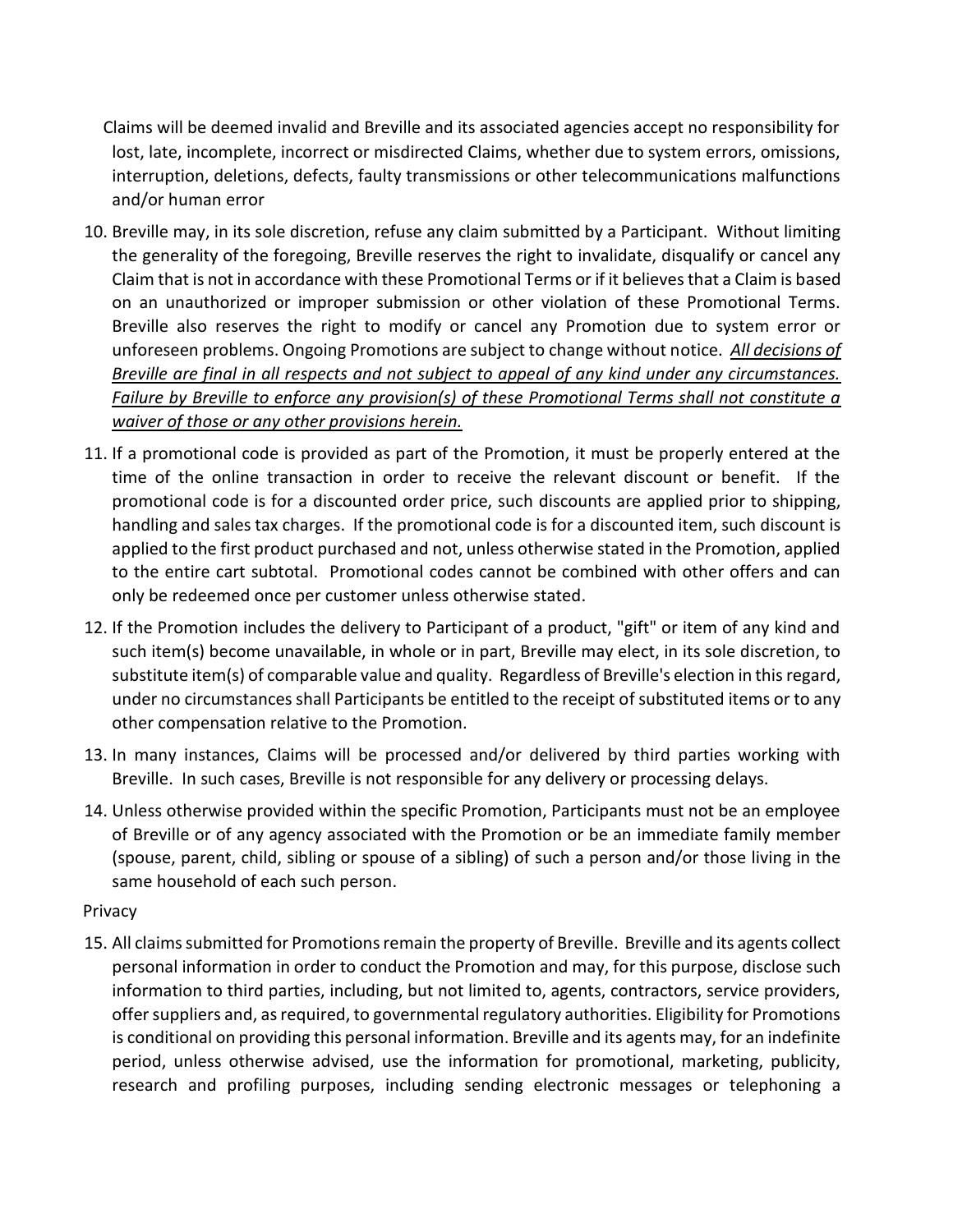Claims will be deemed invalid and Breville and its associated agencies accept no responsibility for lost, late, incomplete, incorrect or misdirected Claims, whether due to system errors, omissions, interruption, deletions, defects, faulty transmissions or other telecommunications malfunctions and/or human error

10. Breville may, in its sole discretion, refuse any claim submitted by a Participant. Without limiting the generality of the foregoing, Breville reserves the right to invalidate, disqualify or cancel any Claim that is not in accordance with these Promotional Terms or if it believes that a Claim is based on an unauthorized or improper submission or other violation of these Promotional Terms. Breville also reserves the right to modify or cancel any Promotion due to system error or unforeseen problems. Ongoing Promotions are subject to change without notice. *All decisions of Breville are final in all respects and not subject to appeal of any kind under any circumstances. Failure by Breville to enforce any provision(s) of these Promotional Terms shall not constitute a waiver of those or any other provisions herein.*
11. If a promotional code is provided as part of the Promotion, it must be properly entered at the time of the online transaction in order to receive the relevant discount or benefit. If the promotional code is for a discounted order price, such discounts are applied prior to shipping, handling and sales tax charges. If the promotional code is for a discounted item, such discount is applied to the first product purchased and not, unless otherwise stated in the Promotion, applied to the entire cart subtotal. Promotional codes cannot be combined with other offers and can only be redeemed once per customer unless otherwise stated.
12. If the Promotion includes the delivery to Participant of a product, "gift" or item of any kind and such item(s) become unavailable, in whole or in part, Breville may elect, in its sole discretion, to substitute item(s) of comparable value and quality. Regardless of Breville's election in this regard, under no circumstances shall Participants be entitled to the receipt of substituted items or to any other compensation relative to the Promotion.
13. In many instances, Claims will be processed and/or delivered by third parties working with Breville. In such cases, Breville is not responsible for any delivery or processing delays.
14. Unless otherwise provided within the specific Promotion, Participants must not be an employee of Breville or of any agency associated with the Promotion or be an immediate family member (spouse, parent, child, sibling or spouse of a sibling) of such a person and/or those living in the same household of each such person.

Privacy

15. All claims submitted for Promotions remain the property of Breville. Breville and its agents collect personal information in order to conduct the Promotion and may, for this purpose, disclose such information to third parties, including, but not limited to, agents, contractors, service providers, offer suppliers and, as required, to governmental regulatory authorities. Eligibility for Promotions is conditional on providing this personal information. Breville and its agents may, for an indefinite period, unless otherwise advised, use the information for promotional, marketing, publicity, research and profiling purposes, including sending electronic messages or telephoning a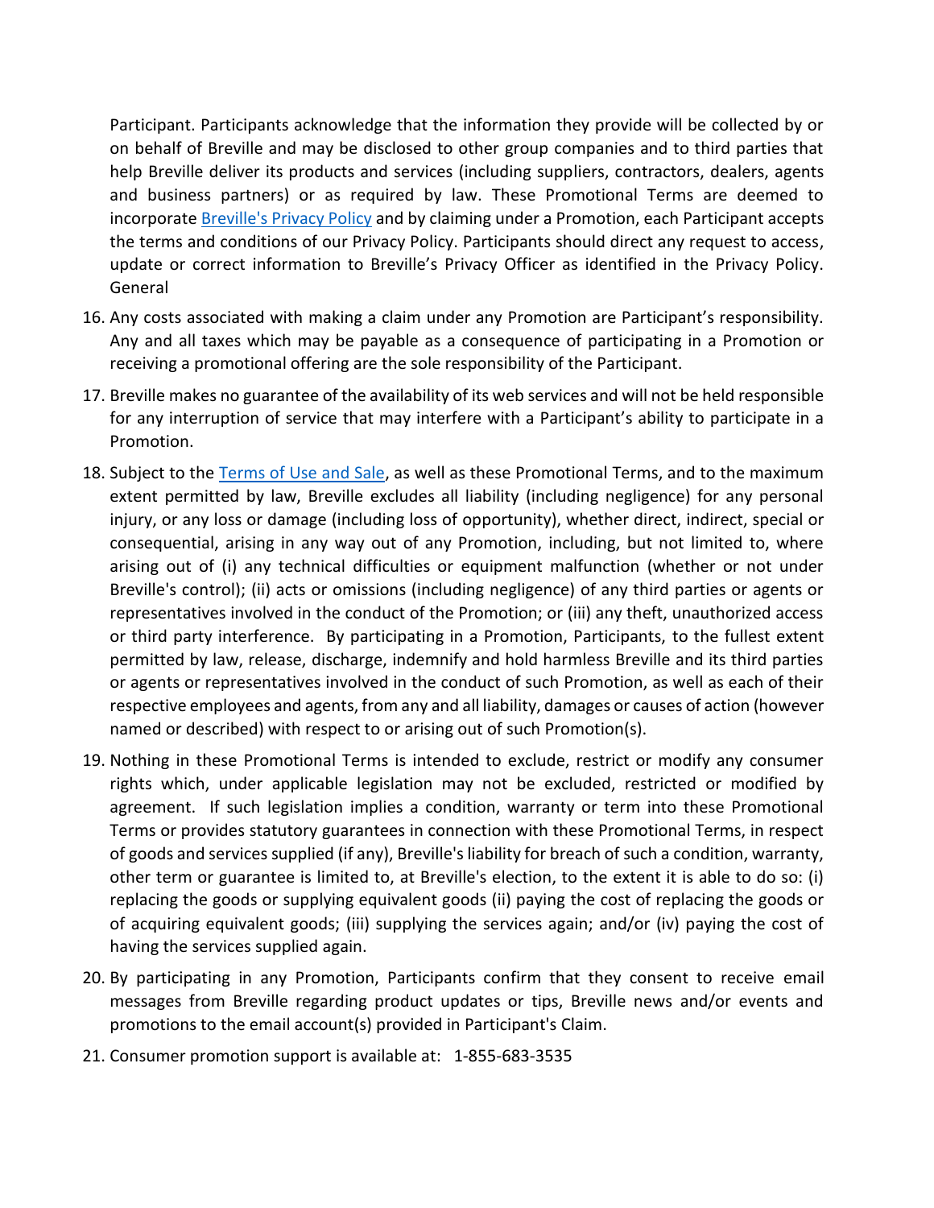Participant. Participants acknowledge that the information they provide will be collected by or on behalf of Breville and may be disclosed to other group companies and to third parties that help Breville deliver its products and services (including suppliers, contractors, dealers, agents and business partners) or as required by law. These Promotional Terms are deemed to incorporate [Breville's Privacy Policy] and by claiming under a Promotion, each Participant accepts the terms and conditions of our Privacy Policy. Participants should direct any request to access, update or correct information to Breville's Privacy Officer as identified in the Privacy Policy.

General

16. Any costs associated with making a claim under any Promotion are Participant's responsibility. Any and all taxes which may be payable as a consequence of participating in a Promotion or receiving a promotional offering are the sole responsibility of the Participant.
17. Breville makes no guarantee of the availability of its web services and will not be held responsible for any interruption of service that may interfere with a Participant's ability to participate in a Promotion.
18. Subject to the [Terms of Use and Sale], as well as these Promotional Terms, and to the maximum extent permitted by law, Breville excludes all liability (including negligence) for any personal injury, or any loss or damage (including loss of opportunity), whether direct, indirect, special or consequential, arising in any way out of any Promotion, including, but not limited to, where arising out of (i) any technical difficulties or equipment malfunction (whether or not under Breville's control); (ii) acts or omissions (including negligence) of any third parties or agents or representatives involved in the conduct of the Promotion; or (iii) any theft, unauthorized access or third party interference. By participating in a Promotion, Participants, to the fullest extent permitted by law, release, discharge, indemnify and hold harmless Breville and its third parties or agents or representatives involved in the conduct of such Promotion, as well as each of their respective employees and agents, from any and all liability, damages or causes of action (however named or described) with respect to or arising out of such Promotion(s).
19. Nothing in these Promotional Terms is intended to exclude, restrict or modify any consumer rights which, under applicable legislation may not be excluded, restricted or modified by agreement. If such legislation implies a condition, warranty or term into these Promotional Terms or provides statutory guarantees in connection with these Promotional Terms, in respect of goods and services supplied (if any), Breville's liability for breach of such a condition, warranty, other term or guarantee is limited to, at Breville's election, to the extent it is able to do so: (i) replacing the goods or supplying equivalent goods (ii) paying the cost of replacing the goods or of acquiring equivalent goods; (iii) supplying the services again; and/or (iv) paying the cost of having the services supplied again.
20. By participating in any Promotion, Participants confirm that they consent to receive email messages from Breville regarding product updates or tips, Breville news and/or events and promotions to the email account(s) provided in Participant's Claim.
21. Consumer promotion support is available at: 1-855-683-3535